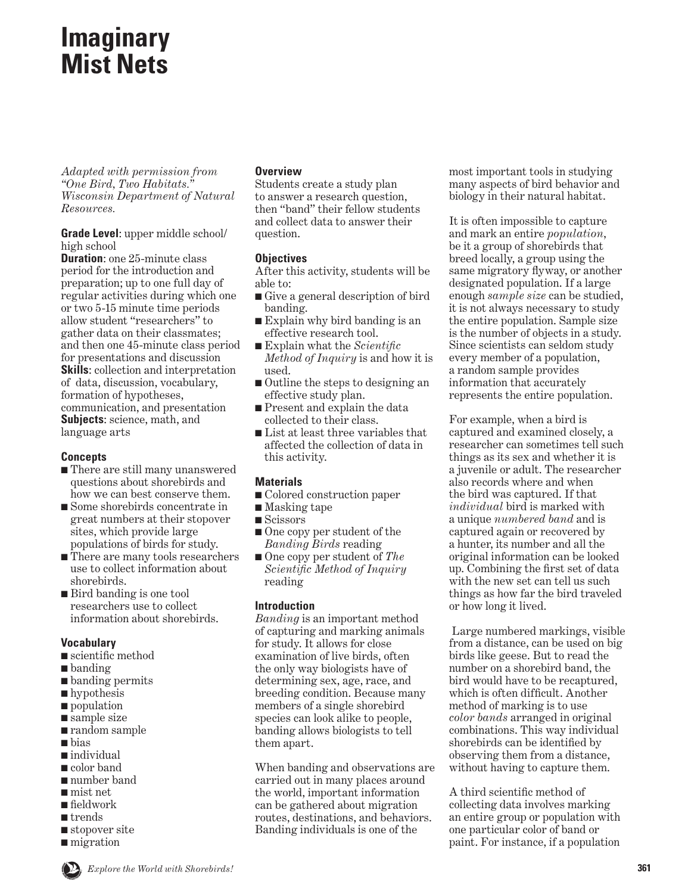# Imaginary Mist Nets

*Adapted with permission from "One Bird, Two Habitats." Wisconsin Department of Natural Resources.*

**Grade Level**: upper middle school/ high school
**Duration**: one 25-minute class period for the introduction and preparation; up to one full day of regular activities during which one or two 5-15 minute time periods allow student "researchers" to gather data on their classmates; and then one 45-minute class period for presentations and discussion
**Skills**: collection and interpretation of data, discussion, vocabulary, formation of hypotheses, communication, and presentation
**Subjects**: science, math, and language arts

### Concepts

- There are still many unanswered questions about shorebirds and how we can best conserve them.
- Some shorebirds concentrate in great numbers at their stopover sites, which provide large populations of birds for study.
- There are many tools researchers use to collect information about shorebirds.
- Bird banding is one tool researchers use to collect information about shorebirds.

### Vocabulary

- scientific method
- banding
- banding permits
- hypothesis
- population
- sample size
- random sample
- bias
- individual
- color band
- number band
- mist net
- fieldwork
- trends
- stopover site
- migration

### Overview

Students create a study plan to answer a research question, then "band" their fellow students and collect data to answer their question.

### Objectives

After this activity, students will be able to:

- Give a general description of bird banding.
- Explain why bird banding is an effective research tool.
- Explain what the *Scientific Method of Inquiry* is and how it is used.
- Outline the steps to designing an effective study plan.
- Present and explain the data collected to their class.
- List at least three variables that affected the collection of data in this activity.

### Materials

- Colored construction paper
- Masking tape
- Scissors
- One copy per student of the *Banding Birds* reading
- One copy per student of *The Scientific Method of Inquiry* reading

### Introduction

*Banding* is an important method of capturing and marking animals for study. It allows for close examination of live birds, often the only way biologists have of determining sex, age, race, and breeding condition. Because many members of a single shorebird species can look alike to people, banding allows biologists to tell them apart.

When banding and observations are carried out in many places around the world, important information can be gathered about migration routes, destinations, and behaviors. Banding individuals is one of the most important tools in studying many aspects of bird behavior and biology in their natural habitat.

It is often impossible to capture and mark an entire *population*, be it a group of shorebirds that breed locally, a group using the same migratory flyway, or another designated population. If a large enough *sample size* can be studied, it is not always necessary to study the entire population. Sample size is the number of objects in a study. Since scientists can seldom study every member of a population, a random sample provides information that accurately represents the entire population.

For example, when a bird is captured and examined closely, a researcher can sometimes tell such things as its sex and whether it is a juvenile or adult. The researcher also records where and when the bird was captured. If that *individual* bird is marked with a unique *numbered band* and is captured again or recovered by a hunter, its number and all the original information can be looked up. Combining the first set of data with the new set can tell us such things as how far the bird traveled or how long it lived.

Large numbered markings, visible from a distance, can be used on big birds like geese. But to read the number on a shorebird band, the bird would have to be recaptured, which is often difficult. Another method of marking is to use *color bands* arranged in original combinations. This way individual shorebirds can be identified by observing them from a distance, without having to capture them.

A third scientific method of collecting data involves marking an entire group or population with one particular color of band or paint. For instance, if a population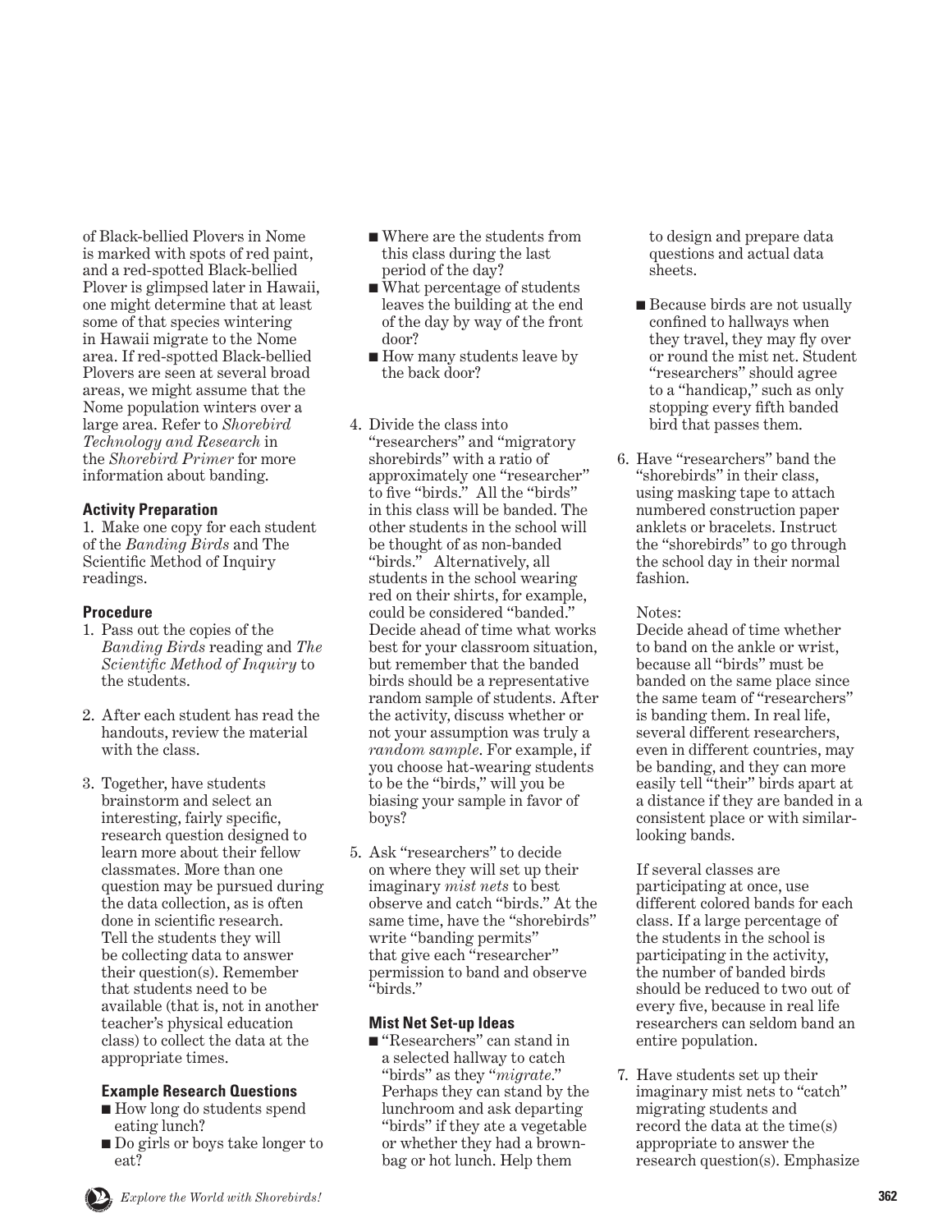of Black-bellied Plovers in Nome is marked with spots of red paint, and a red-spotted Black-bellied Plover is glimpsed later in Hawaii, one might determine that at least some of that species wintering in Hawaii migrate to the Nome area. If red-spotted Black-bellied Plovers are seen at several broad areas, we might assume that the Nome population winters over a large area. Refer to *Shorebird Technology and Research* in the *Shorebird Primer* for more information about banding.

**Activity Preparation**

1. Make one copy for each student of the *Banding Birds* and The Scientific Method of Inquiry readings.

**Procedure**

1. Pass out the copies of the *Banding Birds* reading and *The Scientific Method of Inquiry* to the students.

2. After each student has read the handouts, review the material with the class.

3. Together, have students brainstorm and select an interesting, fairly specific, research question designed to learn more about their fellow classmates. More than one question may be pursued during the data collection, as is often done in scientific research. Tell the students they will be collecting data to answer their question(s). Remember that students need to be available (that is, not in another teacher's physical education class) to collect the data at the appropriate times.

   **Example Research Questions**
   - How long do students spend eating lunch?
   - Do girls or boys take longer to eat?
   - Where are the students from this class during the last period of the day?
   - What percentage of students leaves the building at the end of the day by way of the front door?
   - How many students leave by the back door?

4. Divide the class into "researchers" and "migratory shorebirds" with a ratio of approximately one "researcher" to five "birds." All the "birds" in this class will be banded. The other students in the school will be thought of as non-banded "birds." Alternatively, all students in the school wearing red on their shirts, for example, could be considered "banded." Decide ahead of time what works best for your classroom situation, but remember that the banded birds should be a representative random sample of students. After the activity, discuss whether or not your assumption was truly a *random sample*. For example, if you choose hat-wearing students to be the "birds," will you be biasing your sample in favor of boys?

5. Ask "researchers" to decide on where they will set up their imaginary *mist nets* to best observe and catch "birds." At the same time, have the "shorebirds" write "banding permits" that give each "researcher" permission to band and observe "birds."

   **Mist Net Set-up Ideas**
   - "Researchers" can stand in a selected hallway to catch "birds" as they "*migrate*." Perhaps they can stand by the lunchroom and ask departing "birds" if they ate a vegetable or whether they had a brown-bag or hot lunch. Help them to design and prepare data questions and actual data sheets.
   - Because birds are not usually confined to hallways when they travel, they may fly over or round the mist net. Student "researchers" should agree to a "handicap," such as only stopping every fifth banded bird that passes them.

6. Have "researchers" band the "shorebirds" in their class, using masking tape to attach numbered construction paper anklets or bracelets. Instruct the "shorebirds" to go through the school day in their normal fashion.

   Notes:
   Decide ahead of time whether to band on the ankle or wrist, because all "birds" must be banded on the same place since the same team of "researchers" is banding them. In real life, several different researchers, even in different countries, may be banding, and they can more easily tell "their" birds apart at a distance if they are banded in a consistent place or with similar-looking bands.

   If several classes are participating at once, use different colored bands for each class. If a large percentage of the students in the school is participating in the activity, the number of banded birds should be reduced to two out of every five, because in real life researchers can seldom band an entire population.

7. Have students set up their imaginary mist nets to "catch" migrating students and record the data at the time(s) appropriate to answer the research question(s). Emphasize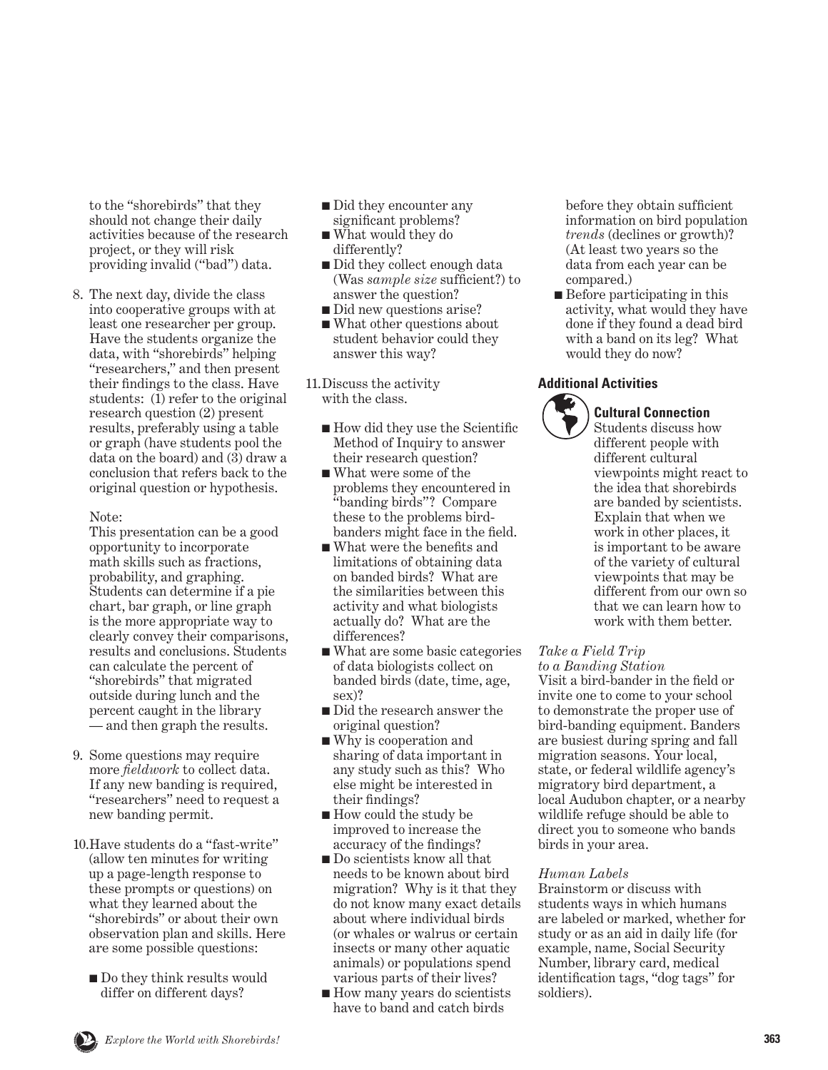to the "shorebirds" that they should not change their daily activities because of the research project, or they will risk providing invalid ("bad") data.

8. The next day, divide the class into cooperative groups with at least one researcher per group. Have the students organize the data, with "shorebirds" helping "researchers," and then present their findings to the class. Have students: (1) refer to the original research question (2) present results, preferably using a table or graph (have students pool the data on the board) and (3) draw a conclusion that refers back to the original question or hypothesis.

   Note:
   This presentation can be a good opportunity to incorporate math skills such as fractions, probability, and graphing. Students can determine if a pie chart, bar graph, or line graph is the more appropriate way to clearly convey their comparisons, results and conclusions. Students can calculate the percent of "shorebirds" that migrated outside during lunch and the percent caught in the library — and then graph the results.

9. Some questions may require more *fieldwork* to collect data. If any new banding is required, "researchers" need to request a new banding permit.

10. Have students do a "fast-write" (allow ten minutes for writing up a page-length response to these prompts or questions) on what they learned about the "shorebirds" or about their own observation plan and skills. Here are some possible questions:

    - Do they think results would differ on different days?
    - Did they encounter any significant problems?
    - What would they do differently?
    - Did they collect enough data (Was *sample size* sufficient?) to answer the question?
    - Did new questions arise?
    - What other questions about student behavior could they answer this way?

11. Discuss the activity with the class.

    - How did they use the Scientific Method of Inquiry to answer their research question?
    - What were some of the problems they encountered in "banding birds"? Compare these to the problems bird-banders might face in the field.
    - What were the benefits and limitations of obtaining data on banded birds? What are the similarities between this activity and what biologists actually do? What are the differences?
    - What are some basic categories of data biologists collect on banded birds (date, time, age, sex)?
    - Did the research answer the original question?
    - Why is cooperation and sharing of data important in any study such as this? Who else might be interested in their findings?
    - How could the study be improved to increase the accuracy of the findings?
    - Do scientists know all that needs to be known about bird migration? Why is it that they do not know many exact details about where individual birds (or whales or walrus or certain insects or many other aquatic animals) or populations spend various parts of their lives?
    - How many years do scientists have to band and catch birds before they obtain sufficient information on bird population *trends* (declines or growth)? (At least two years so the data from each year can be compared.)
    - Before participating in this activity, what would they have done if they found a dead bird with a band on its leg? What would they do now?

### Additional Activities

**Cultural Connection**
Students discuss how different people with different cultural viewpoints might react to the idea that shorebirds are banded by scientists. Explain that when we work in other places, it is important to be aware of the variety of cultural viewpoints that may be different from our own so that we can learn how to work with them better.

*Take a Field Trip to a Banding Station*
Visit a bird-bander in the field or invite one to come to your school to demonstrate the proper use of bird-banding equipment. Banders are busiest during spring and fall migration seasons. Your local, state, or federal wildlife agency's migratory bird department, a local Audubon chapter, or a nearby wildlife refuge should be able to direct you to someone who bands birds in your area.

*Human Labels*
Brainstorm or discuss with students ways in which humans are labeled or marked, whether for study or as an aid in daily life (for example, name, Social Security Number, library card, medical identification tags, "dog tags" for soldiers).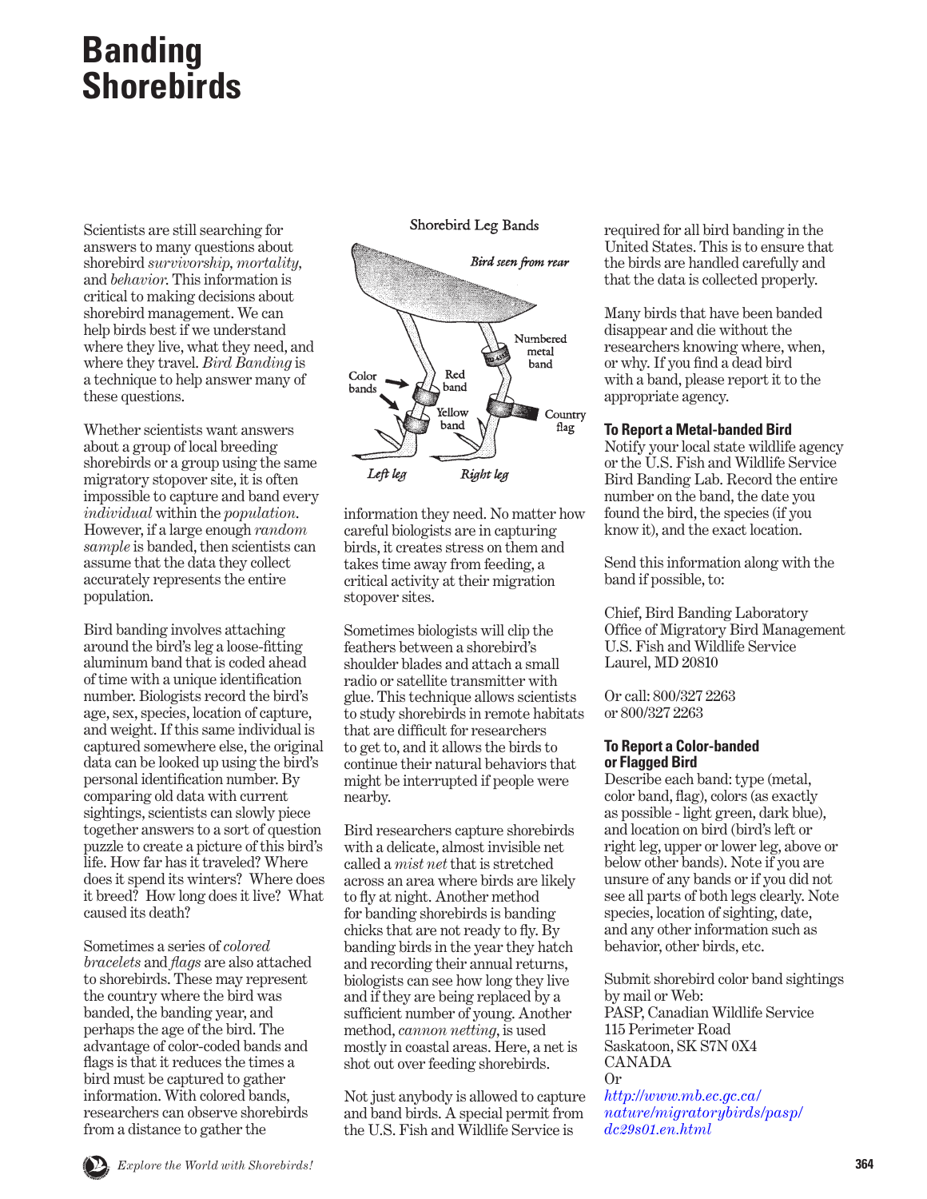# Banding Shorebirds

Scientists are still searching for answers to many questions about shorebird *survivorship, mortality,* and *behavior.* This information is critical to making decisions about shorebird management. We can help birds best if we understand where they live, what they need, and where they travel. *Bird Banding* is a technique to help answer many of these questions.

Whether scientists want answers about a group of local breeding shorebirds or a group using the same migratory stopover site, it is often impossible to capture and band every *individual* within the *population.* However, if a large enough *random sample* is banded, then scientists can assume that the data they collect accurately represents the entire population.

Bird banding involves attaching around the bird's leg a loose-fitting aluminum band that is coded ahead of time with a unique identification number. Biologists record the bird's age, sex, species, location of capture, and weight. If this same individual is captured somewhere else, the original data can be looked up using the bird's personal identification number. By comparing old data with current sightings, scientists can slowly piece together answers to a sort of question puzzle to create a picture of this bird's life. How far has it traveled? Where does it spend its winters? Where does it breed? How long does it live? What caused its death?

Sometimes a series of *colored bracelets* and *flags* are also attached to shorebirds. These may represent the country where the bird was banded, the banding year, and perhaps the age of the bird. The advantage of color-coded bands and flags is that it reduces the times a bird must be captured to gather information. With colored bands, researchers can observe shorebirds from a distance to gather the information they need. No matter how careful biologists are in capturing birds, it creates stress on them and takes time away from feeding, a critical activity at their migration stopover sites.

Shorebird Leg Bands

*Bird seen from rear*

Color bands — Red band — Yellow band — Numbered metal band — Country flag — *Left leg* — *Right leg*

Sometimes biologists will clip the feathers between a shorebird's shoulder blades and attach a small radio or satellite transmitter with glue. This technique allows scientists to study shorebirds in remote habitats that are difficult for researchers to get to, and it allows the birds to continue their natural behaviors that might be interrupted if people were nearby.

Bird researchers capture shorebirds with a delicate, almost invisible net called a *mist net* that is stretched across an area where birds are likely to fly at night. Another method for banding shorebirds is banding chicks that are not ready to fly. By banding birds in the year they hatch and recording their annual returns, biologists can see how long they live and if they are being replaced by a sufficient number of young. Another method, *cannon netting,* is used mostly in coastal areas. Here, a net is shot out over feeding shorebirds.

Not just anybody is allowed to capture and band birds. A special permit from the U.S. Fish and Wildlife Service is required for all bird banding in the United States. This is to ensure that the birds are handled carefully and that the data is collected properly.

Many birds that have been banded disappear and die without the researchers knowing where, when, or why. If you find a dead bird with a band, please report it to the appropriate agency.

### To Report a Metal-banded Bird

Notify your local state wildlife agency or the U.S. Fish and Wildlife Service Bird Banding Lab. Record the entire number on the band, the date you found the bird, the species (if you know it), and the exact location.

Send this information along with the band if possible, to:

Chief, Bird Banding Laboratory  
Office of Migratory Bird Management  
U.S. Fish and Wildlife Service  
Laurel, MD 20810

Or call: 800/327 2263  
or 800/327 2263

### To Report a Color-banded or Flagged Bird

Describe each band: type (metal, color band, flag), colors (as exactly as possible - light green, dark blue), and location on bird (bird's left or right leg, upper or lower leg, above or below other bands). Note if you are unsure of any bands or if you did not see all parts of both legs clearly. Note species, location of sighting, date, and any other information such as behavior, other birds, etc.

Submit shorebird color band sightings by mail or Web:  
PASP, Canadian Wildlife Service  
115 Perimeter Road  
Saskatoon, SK S7N 0X4  
CANADA  
Or  
*http://www.mb.ec.gc.ca/nature/migratorybirds/pasp/dc29s01.en.html*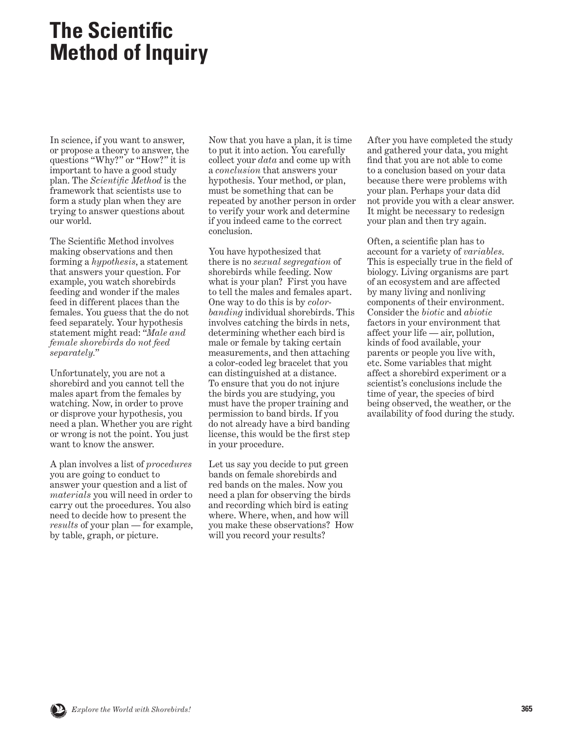# The Scientific Method of Inquiry

In science, if you want to answer, or propose a theory to answer, the questions "Why?" or "How?" it is important to have a good study plan. The *Scientific Method* is the framework that scientists use to form a study plan when they are trying to answer questions about our world.

The Scientific Method involves making observations and then forming a *hypothesis*, a statement that answers your question. For example, you watch shorebirds feeding and wonder if the males feed in different places than the females. You guess that the do not feed separately. Your hypothesis statement might read: "*Male and female shorebirds do not feed separately.*"

Unfortunately, you are not a shorebird and you cannot tell the males apart from the females by watching. Now, in order to prove or disprove your hypothesis, you need a plan. Whether you are right or wrong is not the point. You just want to know the answer.

A plan involves a list of *procedures* you are going to conduct to answer your question and a list of *materials* you will need in order to carry out the procedures. You also need to decide how to present the *results* of your plan — for example, by table, graph, or picture.

Now that you have a plan, it is time to put it into action. You carefully collect your *data* and come up with a *conclusion* that answers your hypothesis. Your method, or plan, must be something that can be repeated by another person in order to verify your work and determine if you indeed came to the correct conclusion.

You have hypothesized that there is no *sexual segregation* of shorebirds while feeding. Now what is your plan? First you have to tell the males and females apart. One way to do this is by *color-banding* individual shorebirds. This involves catching the birds in nets, determining whether each bird is male or female by taking certain measurements, and then attaching a color-coded leg bracelet that you can distinguished at a distance. To ensure that you do not injure the birds you are studying, you must have the proper training and permission to band birds. If you do not already have a bird banding license, this would be the first step in your procedure.

Let us say you decide to put green bands on female shorebirds and red bands on the males. Now you need a plan for observing the birds and recording which bird is eating where. Where, when, and how will you make these observations? How will you record your results?

After you have completed the study and gathered your data, you might find that you are not able to come to a conclusion based on your data because there were problems with your plan. Perhaps your data did not provide you with a clear answer. It might be necessary to redesign your plan and then try again.

Often, a scientific plan has to account for a variety of *variables*. This is especially true in the field of biology. Living organisms are part of an ecosystem and are affected by many living and nonliving components of their environment. Consider the *biotic* and *abiotic* factors in your environment that affect your life — air, pollution, kinds of food available, your parents or people you live with, etc. Some variables that might affect a shorebird experiment or a scientist's conclusions include the time of year, the species of bird being observed, the weather, or the availability of food during the study.